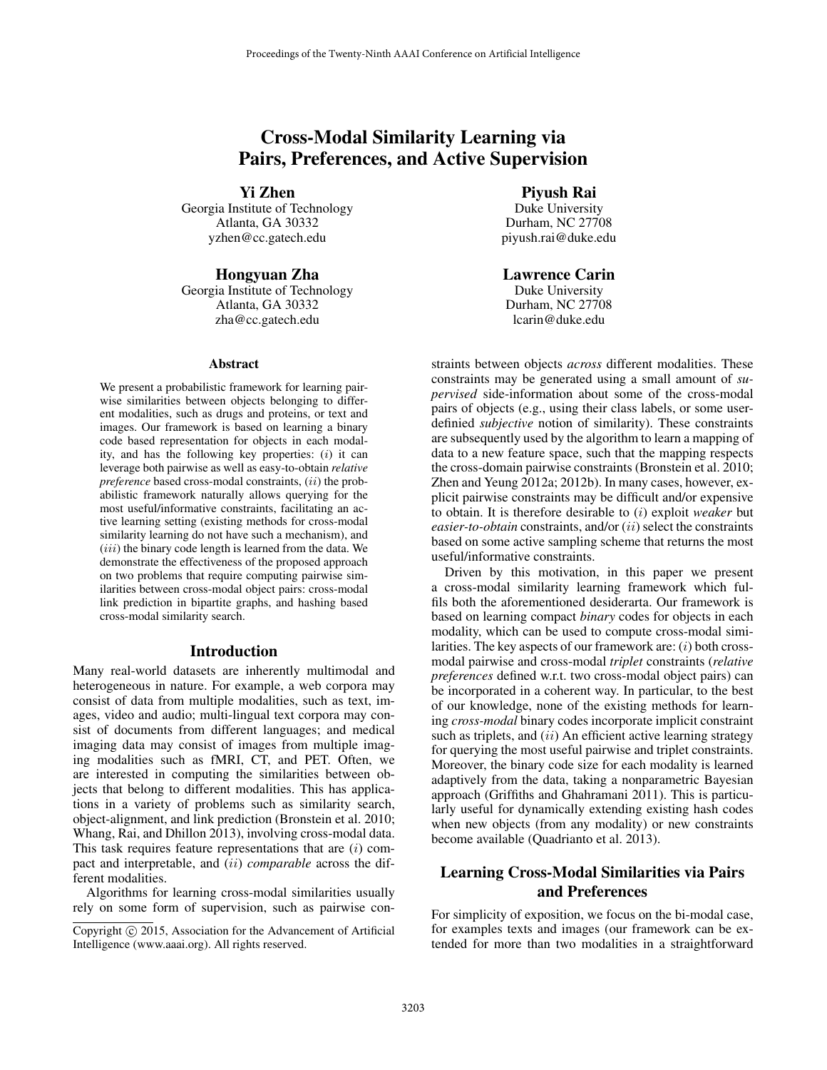# Cross-Modal Similarity Learning via Pairs, Preferences, and Active Supervision

**Yi Zhen**
Georgia Institute of Technology
Atlanta, GA 30332
yzhen@cc.gatech.edu

**Piyush Rai**
Duke University
Durham, NC 27708
piyush.rai@duke.edu

**Hongyuan Zha**
Georgia Institute of Technology
Atlanta, GA 30332
zha@cc.gatech.edu

**Lawrence Carin**
Duke University
Durham, NC 27708
lcarin@duke.edu

### Abstract

We present a probabilistic framework for learning pairwise similarities between objects belonging to different modalities, such as drugs and proteins, or text and images. Our framework is based on learning a binary code based representation for objects in each modality, and has the following key properties: ($i$) it can leverage both pairwise as well as easy-to-obtain *relative preference* based cross-modal constraints, ($ii$) the probabilistic framework naturally allows querying for the most useful/informative constraints, facilitating an active learning setting (existing methods for cross-modal similarity learning do not have such a mechanism), and ($iii$) the binary code length is learned from the data. We demonstrate the effectiveness of the proposed approach on two problems that require computing pairwise similarities between cross-modal object pairs: cross-modal link prediction in bipartite graphs, and hashing based cross-modal similarity search.

## Introduction

Many real-world datasets are inherently multimodal and heterogeneous in nature. For example, a web corpora may consist of data from multiple modalities, such as text, images, video and audio; multi-lingual text corpora may consist of documents from different languages; and medical imaging data may consist of images from multiple imaging modalities such as fMRI, CT, and PET. Often, we are interested in computing the similarities between objects that belong to different modalities. This has applications in a variety of problems such as similarity search, object-alignment, and link prediction (Bronstein et al. 2010; Whang, Rai, and Dhillon 2013), involving cross-modal data. This task requires feature representations that are ($i$) compact and interpretable, and ($ii$) *comparable* across the different modalities.

Algorithms for learning cross-modal similarities usually rely on some form of supervision, such as pairwise constraints between objects *across* different modalities. These constraints may be generated using a small amount of *supervised* side-information about some of the cross-modal pairs of objects (e.g., using their class labels, or some user-defined *subjective* notion of similarity). These constraints are subsequently used by the algorithm to learn a mapping of data to a new feature space, such that the mapping respects the cross-domain pairwise constraints (Bronstein et al. 2010; Zhen and Yeung 2012a; 2012b). In many cases, however, explicit pairwise constraints may be difficult and/or expensive to obtain. It is therefore desirable to ($i$) exploit *weaker* but *easier-to-obtain* constraints, and/or ($ii$) select the constraints based on some active sampling scheme that returns the most useful/informative constraints.

Driven by this motivation, in this paper we present a cross-modal similarity learning framework which fulfils both the aforementioned desiderarta. Our framework is based on learning compact *binary* codes for objects in each modality, which can be used to compute cross-modal similarities. The key aspects of our framework are: ($i$) both cross-modal pairwise and cross-modal *triplet* constraints (*relative preferences* defined w.r.t. two cross-modal object pairs) can be incorporated in a coherent way. In particular, to the best of our knowledge, none of the existing methods for learning *cross-modal* binary codes incorporate implicit constraint such as triplets, and ($ii$) An efficient active learning strategy for querying the most useful pairwise and triplet constraints. Moreover, the binary code size for each modality is learned adaptively from the data, taking a nonparametric Bayesian approach (Griffiths and Ghahramani 2011). This is particularly useful for dynamically extending existing hash codes when new objects (from any modality) or new constraints become available (Quadrianto et al. 2013).

## Learning Cross-Modal Similarities via Pairs and Preferences

For simplicity of exposition, we focus on the bi-modal case, for examples texts and images (our framework can be extended for more than two modalities in a straightforward

Copyright © 2015, Association for the Advancement of Artificial Intelligence (www.aaai.org). All rights reserved.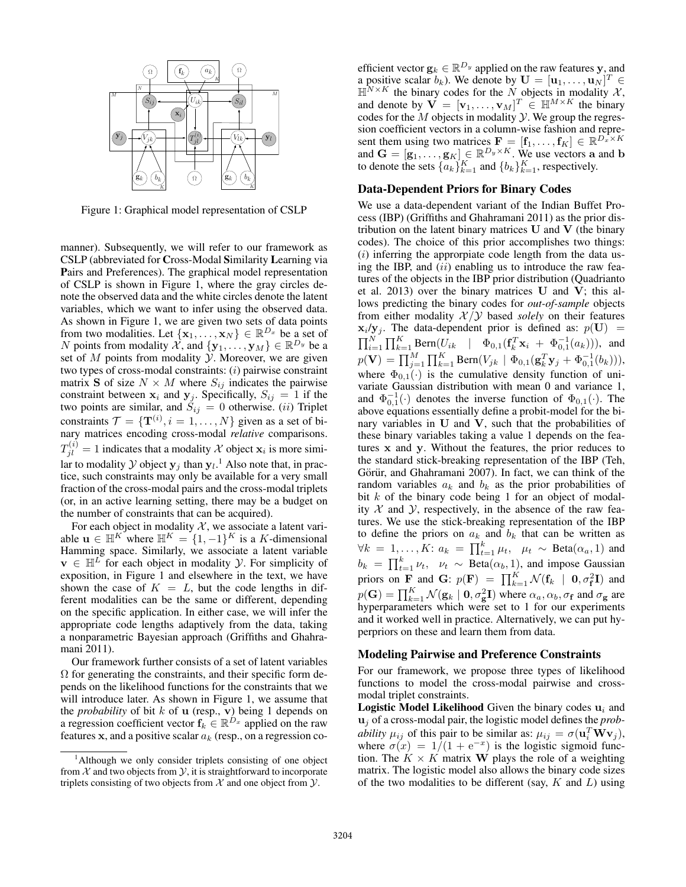Figure 1: Graphical model representation of CSLP

manner). Subsequently, we will refer to our framework as CSLP (abbreviated for **C**ross-Modal **S**imilarity **L**earning via **P**airs and Preferences). The graphical model representation of CSLP is shown in Figure 1, where the gray circles denote the observed data and the white circles denote the latent variables, which we want to infer using the observed data. As shown in Figure 1, we are given two sets of data points from two modalities. Let $\{\mathbf{x}_1, \dots, \mathbf{x}_N\} \in \mathbb{R}^{D_x}$ be a set of $N$ points from modality $\mathcal{X}$, and $\{\mathbf{y}_1, \dots, \mathbf{y}_M\} \in \mathbb{R}^{D_y}$ be a set of $M$ points from modality $\mathcal{Y}$. Moreover, we are given two types of cross-modal constraints: $(i)$ pairwise constraint matrix $\mathbf{S}$ of size $N \times M$ where $S_{ij}$ indicates the pairwise constraint between $\mathbf{x}_i$ and $\mathbf{y}_j$. Specifically, $S_{ij} = 1$ if the two points are similar, and $S_{ij} = 0$ otherwise. $(ii)$ Triplet constraints $\mathcal{T} = \{\mathbf{T}^{(i)}, i = 1, \dots, N\}$ given as a set of binary matrices encoding cross-modal *relative* comparisons. $T_{jl}^{(i)} = 1$ indicates that a modality $\mathcal{X}$ object $\mathbf{x}_i$ is more similar to modality $\mathcal{Y}$ object $\mathbf{y}_j$ than $\mathbf{y}_l$.[1] Also note that, in practice, such constraints may only be available for a very small fraction of the cross-modal pairs and the cross-modal triplets (or, in an active learning setting, there may be a budget on the number of constraints that can be acquired).

For each object in modality $\mathcal{X}$, we associate a latent variable $\mathbf{u} \in \mathbb{H}^K$ where $\mathbb{H}^K = \{1, -1\}^K$ is a $K$-dimensional Hamming space. Similarly, we associate a latent variable $\mathbf{v} \in \mathbb{H}^L$ for each object in modality $\mathcal{Y}$. For simplicity of exposition, in Figure 1 and elsewhere in the text, we have shown the case of $K = L$, but the code lengths in different modalities can be the same or different, depending on the specific application. In either case, we will infer the appropriate code lengths adaptively from the data, taking a nonparametric Bayesian approach (Griffiths and Ghahramani 2011).

Our framework further consists of a set of latent variables $\Omega$ for generating the constraints, and their specific form depends on the likelihood functions for the constraints that we will introduce later. As shown in Figure 1, we assume that the *probability* of bit $k$ of $\mathbf{u}$ (resp., $\mathbf{v}$) being 1 depends on a regression coefficient vector $\mathbf{f}_k \in \mathbb{R}^{D_x}$ applied on the raw features $\mathbf{x}$, and a positive scalar $a_k$ (resp., on a regression coefficient vector $\mathbf{g}_k \in \mathbb{R}^{D_y}$ applied on the raw features $\mathbf{y}$, and a positive scalar $b_k$). We denote by $\mathbf{U} = [\mathbf{u}_1, \dots, \mathbf{u}_N]^T \in \mathbb{H}^{N \times K}$ the binary codes for the $N$ objects in modality $\mathcal{X}$, and denote by $\mathbf{V} = [\mathbf{v}_1, \dots, \mathbf{v}_M]^T \in \mathbb{H}^{M \times K}$ the binary codes for the $M$ objects in modality $\mathcal{Y}$. We group the regression coefficient vectors in a column-wise fashion and represent them using two matrices $\mathbf{F} = [\mathbf{f}_1, \dots, \mathbf{f}_K] \in \mathbb{R}^{D_x \times K}$ and $\mathbf{G} = [\mathbf{g}_1, \dots, \mathbf{g}_K] \in \mathbb{R}^{D_y \times K}$. We use vectors $\mathbf{a}$ and $\mathbf{b}$ to denote the sets $\{a_k\}_{k=1}^K$ and $\{b_k\}_{k=1}^K$, respectively.

## Data-Dependent Priors for Binary Codes

We use a data-dependent variant of the Indian Buffet Process (IBP) (Griffiths and Ghahramani 2011) as the prior distribution on the latent binary matrices $\mathbf{U}$ and $\mathbf{V}$ (the binary codes). The choice of this prior accomplishes two things: $(i)$ inferring the approrpiate code length from the data using the IBP, and $(ii)$ enabling us to introduce the raw features of the objects in the IBP prior distribution (Quadrianto et al. 2013) over the binary matrices $\mathbf{U}$ and $\mathbf{V}$; this allows predicting the binary codes for *out-of-sample* objects from either modality $\mathcal{X}/\mathcal{Y}$ based *solely* on their features $\mathbf{x}_i/\mathbf{y}_j$. The data-dependent prior is defined as: $p(\mathbf{U}) = \prod_{i=1}^N \prod_{k=1}^K \text{Bern}(U_{ik} \mid \Phi_{0,1}(\mathbf{f}_k^T \mathbf{x}_i + \Phi_{0,1}^{-1}(a_k)))$, and $p(\mathbf{V}) = \prod_{j=1}^M \prod_{k=1}^K \text{Bern}(V_{jk} \mid \Phi_{0,1}(\mathbf{g}_k^T \mathbf{y}_j + \Phi_{0,1}^{-1}(b_k)))$, where $\Phi_{0,1}(\cdot)$ is the cumulative density function of univariate Gaussian distribution with mean 0 and variance 1, and $\Phi_{0,1}^{-1}(\cdot)$ denotes the inverse function of $\Phi_{0,1}(\cdot)$. The above equations essentially define a probit-model for the binary variables in $\mathbf{U}$ and $\mathbf{V}$, such that the probabilities of these binary variables taking a value 1 depends on the features $\mathbf{x}$ and $\mathbf{y}$. Without the features, the prior reduces to the standard stick-breaking representation of the IBP (Teh, Görür, and Ghahramani 2007). In fact, we can think of the random variables $a_k$ and $b_k$ as the prior probabilities of bit $k$ of the binary code being 1 for an object of modality $\mathcal{X}$ and $\mathcal{Y}$, respectively, in the absence of the raw features. We use the stick-breaking representation of the IBP to define the priors on $a_k$ and $b_k$ that can be written as $\forall k = 1, \dots, K$: $a_k = \prod_{t=1}^k \mu_t$, $\mu_t \sim \text{Beta}(\alpha_a, 1)$ and $b_k = \prod_{t=1}^k \nu_t$, $\nu_t \sim \text{Beta}(\alpha_b, 1)$, and impose Gaussian priors on $\mathbf{F}$ and $\mathbf{G}$: $p(\mathbf{F}) = \prod_{k=1}^K \mathcal{N}(\mathbf{f}_k \mid \mathbf{0}, \sigma_{\mathbf{f}}^2 \mathbf{I})$ and $p(\mathbf{G}) = \prod_{k=1}^K \mathcal{N}(\mathbf{g}_k \mid \mathbf{0}, \sigma_{\mathbf{g}}^2 \mathbf{I})$ where $\alpha_a, \alpha_b, \sigma_{\mathbf{f}}$ and $\sigma_{\mathbf{g}}$ are hyperparameters which were set to 1 for our experiments and it worked well in practice. Alternatively, we can put hyperpriors on these and learn them from data.

## Modeling Pairwise and Preference Constraints

For our framework, we propose three types of likelihood functions to model the cross-modal pairwise and cross-modal triplet constraints.

**Logistic Model Likelihood** Given the binary codes $\mathbf{u}_i$ and $\mathbf{u}_j$ of a cross-modal pair, the logistic model defines the *probability* $\mu_{ij}$ of this pair to be similar as: $\mu_{ij} = \sigma(\mathbf{u}_i^T \mathbf{W} \mathbf{v}_j)$, where $\sigma(x) = 1/(1 + \mathrm{e}^{-x})$ is the logistic sigmoid function. The $K \times K$ matrix $\mathbf{W}$ plays the role of a weighting matrix. The logistic model also allows the binary code sizes of the two modalities to be different (say, $K$ and $L$) using

[1] Although we only consider triplets consisting of one object from $\mathcal{X}$ and two objects from $\mathcal{Y}$, it is straightforward to incorporate triplets consisting of two objects from $\mathcal{X}$ and one object from $\mathcal{Y}$.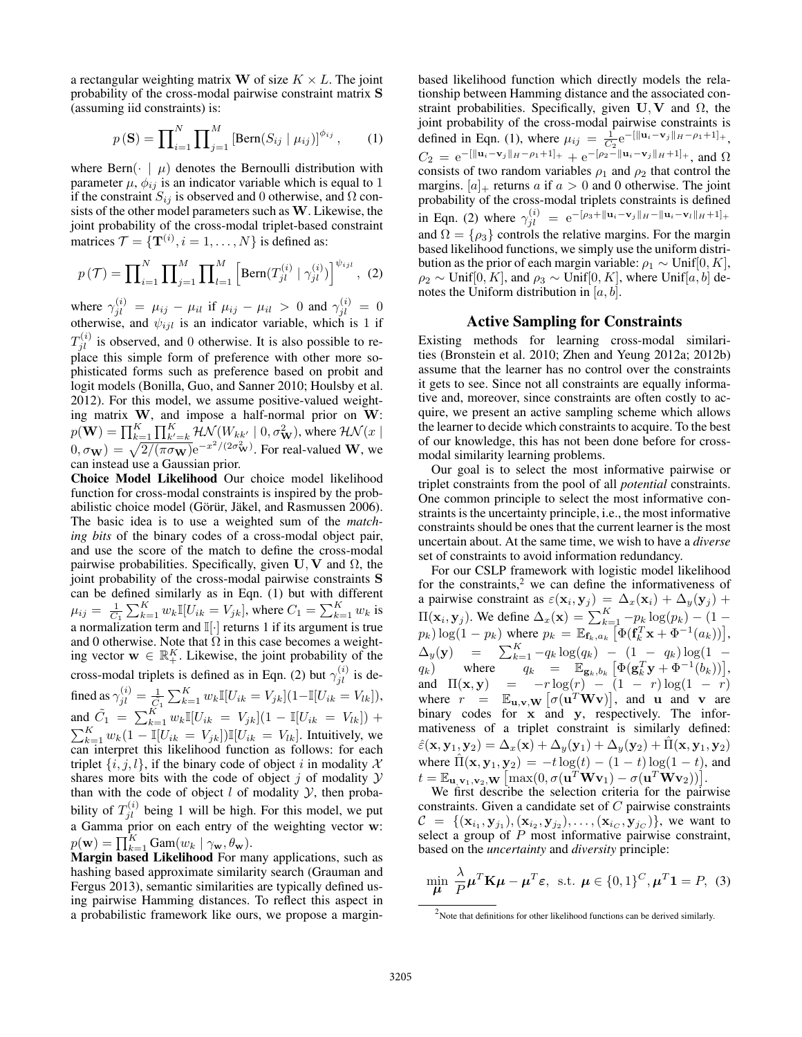a rectangular weighting matrix $\mathbf{W}$ of size $K \times L$. The joint probability of the cross-modal pairwise constraint matrix $\mathbf{S}$ (assuming iid constraints) is:

$$p(\mathbf{S}) = \prod_{i=1}^{N} \prod_{j=1}^{M} \left[\text{Bern}(S_{ij} \mid \mu_{ij})\right]^{\phi_{ij}}, \quad (1)$$

where $\text{Bern}(\cdot \mid \mu)$ denotes the Bernoulli distribution with parameter $\mu$, $\phi_{ij}$ is an indicator variable which is equal to 1 if the constraint $S_{ij}$ is observed and 0 otherwise, and $\Omega$ consists of the other model parameters such as $\mathbf{W}$. Likewise, the joint probability of the cross-modal triplet-based constraint matrices $\mathcal{T} = \{\mathbf{T}^{(i)}, i = 1, \ldots, N\}$ is defined as:

$$p(\mathcal{T}) = \prod_{i=1}^{N} \prod_{j=1}^{M} \prod_{l=1}^{M} \left[\text{Bern}(T_{jl}^{(i)} \mid \gamma_{jl}^{(i)})\right]^{\psi_{ijl}}, \quad (2)$$

where $\gamma_{jl}^{(i)} = \mu_{ij} - \mu_{il}$ if $\mu_{ij} - \mu_{il} > 0$ and $\gamma_{jl}^{(i)} = 0$ otherwise, and $\psi_{ijl}$ is an indicator variable, which is 1 if $T_{jl}^{(i)}$ is observed, and 0 otherwise. It is also possible to replace this simple form of preference with other more sophisticated forms such as preference based on probit and logit models (Bonilla, Guo, and Sanner 2010; Houlsby et al. 2012). For this model, we assume positive-valued weighting matrix $\mathbf{W}$, and impose a half-normal prior on $\mathbf{W}$: $p(\mathbf{W}) = \prod_{k=1}^{K} \prod_{k'=k}^{K} \mathcal{HN}(W_{kk'} \mid 0, \sigma_{\mathbf{W}}^2)$, where $\mathcal{HN}(x \mid 0, \sigma_{\mathbf{W}}) = \sqrt{2/(\pi\sigma_{\mathbf{W}})} e^{-x^2/(2\sigma_{\mathbf{W}}^2)}$. For real-valued $\mathbf{W}$, we can instead use a Gaussian prior.

**Choice Model Likelihood** Our choice model likelihood function for cross-modal constraints is inspired by the probabilistic choice model (Görür, Jäkel, and Rasmussen 2006). The basic idea is to use a weighted sum of the *matching bits* of the binary codes of a cross-modal object pair, and use the score of the match to define the cross-modal pairwise probabilities. Specifically, given $\mathbf{U}, \mathbf{V}$ and $\Omega$, the joint probability of the cross-modal pairwise constraints $\mathbf{S}$ can be defined similarly as in Eqn. (1) but with different $\mu_{ij} = \frac{1}{C_1} \sum_{k=1}^{K} w_k \mathbb{I}[U_{ik} = V_{jk}]$, where $C_1 = \sum_{k=1}^{K} w_k$ is a normalization term and $\mathbb{I}[\cdot]$ returns 1 if its argument is true and 0 otherwise. Note that $\Omega$ in this case becomes a weighting vector $\mathbf{w} \in \mathbb{R}_+^K$. Likewise, the joint probability of the cross-modal triplets is defined as in Eqn. (2) but $\gamma_{jl}^{(i)}$ is defined as $\gamma_{jl}^{(i)} = \frac{1}{\tilde{C}_1} \sum_{k=1}^{K} w_k \mathbb{I}[U_{ik} = V_{jk}](1 - \mathbb{I}[U_{ik} = V_{lk}])$, and $\tilde{C}_1 = \sum_{k=1}^{K} w_k \mathbb{I}[U_{ik} = V_{jk}](1 - \mathbb{I}[U_{ik} = V_{lk}]) + \sum_{k=1}^{K} w_k (1 - \mathbb{I}[U_{ik} = V_{jk}]) \mathbb{I}[U_{ik} = V_{lk}]$. Intuitively, we can interpret this likelihood function as follows: for each triplet $\{i, j, l\}$, if the binary code of object $i$ in modality $\mathcal{X}$ shares more bits with the code of object $j$ of modality $\mathcal{Y}$ than with the code of object $l$ of modality $\mathcal{Y}$, then probability of $T_{jl}^{(i)}$ being 1 will be high. For this model, we put a Gamma prior on each entry of the weighting vector $\mathbf{w}$: $p(\mathbf{w}) = \prod_{k=1}^{K} \text{Gam}(w_k \mid \gamma_{\mathbf{w}}, \theta_{\mathbf{w}})$.

**Margin based Likelihood** For many applications, such as hashing based approximate similarity search (Grauman and Fergus 2013), semantic similarities are typically defined using pairwise Hamming distances. To reflect this aspect in a probabilistic framework like ours, we propose a margin-based likelihood function which directly models the relationship between Hamming distance and the associated constraint probabilities. Specifically, given $\mathbf{U}, \mathbf{V}$ and $\Omega$, the joint probability of the cross-modal pairwise constraints is defined in Eqn. (1), where $\mu_{ij} = \frac{1}{C_2} e^{-[\|\mathbf{u}_i - \mathbf{v}_j\|_H - \rho_1 + 1]_+}$, $C_2 = e^{-[\|\mathbf{u}_i - \mathbf{v}_j\|_H - \rho_1 + 1]_+} + e^{-[\rho_2 - \|\mathbf{u}_i - \mathbf{v}_j\|_H + 1]_+}$, and $\Omega$ consists of two random variables $\rho_1$ and $\rho_2$ that control the margins. $[a]_+$ returns $a$ if $a > 0$ and 0 otherwise. The joint probability of the cross-modal triplets constraints is defined in Eqn. (2) where $\gamma_{jl}^{(i)} = e^{-[\rho_3 + \|\mathbf{u}_i - \mathbf{v}_j\|_H - \|\mathbf{u}_i - \mathbf{v}_l\|_H + 1]_+}$ and $\Omega = \{\rho_3\}$ controls the relative margins. For the margin based likelihood functions, we simply use the uniform distribution as the prior of each margin variable: $\rho_1 \sim \text{Unif}[0, K]$, $\rho_2 \sim \text{Unif}[0, K]$, and $\rho_3 \sim \text{Unif}[0, K]$, where $\text{Unif}[a, b]$ denotes the Uniform distribution in $[a, b]$.

## Active Sampling for Constraints

Existing methods for learning cross-modal similarities (Bronstein et al. 2010; Zhen and Yeung 2012a; 2012b) assume that the learner has no control over the constraints it gets to see. Since not all constraints are equally informative and, moreover, since constraints are often costly to acquire, we present an active sampling scheme which allows the learner to decide which constraints to acquire. To the best of our knowledge, this has not been done before for cross-modal similarity learning problems.

Our goal is to select the most informative pairwise or triplet constraints from the pool of all *potential* constraints. One common principle to select the most informative constraints is the uncertainty principle, i.e., the most informative constraints should be ones that the current learner is the most uncertain about. At the same time, we wish to have a *diverse* set of constraints to avoid information redundancy.

For our CSLP framework with logistic model likelihood for the constraints,[2] we can define the informativeness of a pairwise constraint as $\varepsilon(\mathbf{x}_i, \mathbf{y}_j) = \Delta_x(\mathbf{x}_i) + \Delta_y(\mathbf{y}_j) + \Pi(\mathbf{x}_i, \mathbf{y}_j)$. We define $\Delta_x(\mathbf{x}) = \sum_{k=1}^{K} -p_k \log(p_k) - (1 - p_k) \log(1 - p_k)$ where $p_k = \mathbb{E}_{\mathbf{f}_k, a_k}\left[\Phi(\mathbf{f}_k^T \mathbf{x} + \Phi^{-1}(a_k))\right]$, $\Delta_y(\mathbf{y}) = \sum_{k=1}^{K} -q_k \log(q_k) - (1 - q_k) \log(1 - q_k)$ where $q_k = \mathbb{E}_{\mathbf{g}_k, b_k}\left[\Phi(\mathbf{g}_k^T \mathbf{y} + \Phi^{-1}(b_k))\right]$, and $\Pi(\mathbf{x}, \mathbf{y}) = -r \log(r) - (1 - r) \log(1 - r)$ where $r = \mathbb{E}_{\mathbf{u}, \mathbf{v}, \mathbf{W}}\left[\sigma(\mathbf{u}^T \mathbf{W} \mathbf{v})\right]$, and $\mathbf{u}$ and $\mathbf{v}$ are binary codes for $\mathbf{x}$ and $\mathbf{y}$, respectively. The informativeness of a triplet constraint is similarly defined: $\hat{\varepsilon}(\mathbf{x}, \mathbf{y}_1, \mathbf{y}_2) = \Delta_x(\mathbf{x}) + \Delta_y(\mathbf{y}_1) + \Delta_y(\mathbf{y}_2) + \hat{\Pi}(\mathbf{x}, \mathbf{y}_1, \mathbf{y}_2)$ where $\hat{\Pi}(\mathbf{x}, \mathbf{y}_1, \mathbf{y}_2) = -t \log(t) - (1 - t) \log(1 - t)$, and $t = \mathbb{E}_{\mathbf{u}, \mathbf{v}_1, \mathbf{v}_2, \mathbf{W}}\left[\max(0, \sigma(\mathbf{u}^T \mathbf{W} \mathbf{v}_1) - \sigma(\mathbf{u}^T \mathbf{W} \mathbf{v}_2))\right]$.

We first describe the selection criteria for the pairwise constraints. Given a candidate set of $C$ pairwise constraints $\mathcal{C} = \{(\mathbf{x}_{i_1}, \mathbf{y}_{j_1}), (\mathbf{x}_{i_2}, \mathbf{y}_{j_2}), \ldots, (\mathbf{x}_{i_C}, \mathbf{y}_{j_C})\}$, we want to select a group of $P$ most informative pairwise constraint, based on the *uncertainty* and *diversity* principle:

$$\min_{\boldsymbol{\mu}} \ \frac{\lambda}{P} \boldsymbol{\mu}^T \mathbf{K} \boldsymbol{\mu} - \boldsymbol{\mu}^T \boldsymbol{\varepsilon}, \ \text{ s.t. } \boldsymbol{\mu} \in \{0, 1\}^C, \boldsymbol{\mu}^T \mathbf{1} = P, \quad (3)$$

[2] Note that definitions for other likelihood functions can be derived similarly.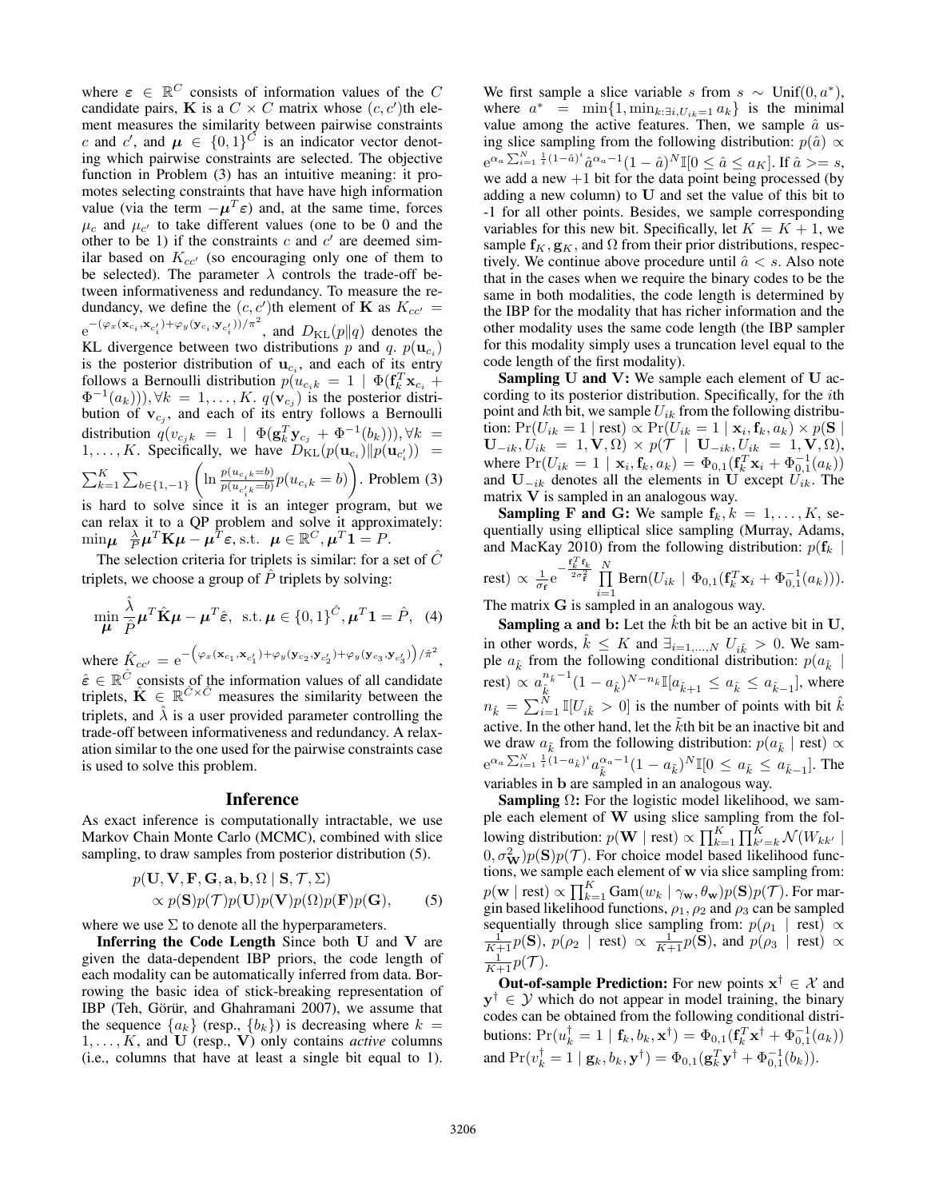where $\boldsymbol{\varepsilon} \in \mathbb{R}^C$ consists of information values of the $C$ candidate pairs, $\mathbf{K}$ is a $C \times C$ matrix whose $(c, c')$th element measures the similarity between pairwise constraints $c$ and $c'$, and $\boldsymbol{\mu} \in \{0, 1\}^C$ is an indicator vector denoting which pairwise constraints are selected. The objective function in Problem (3) has an intuitive meaning: it promotes selecting constraints that have have high information value (via the term $-\boldsymbol{\mu}^T \boldsymbol{\varepsilon}$) and, at the same time, forces $\mu_c$ and $\mu_{c'}$ to take different values (one to be 0 and the other to be 1) if the constraints $c$ and $c'$ are deemed similar based on $K_{cc'}$ (so encouraging only one of them to be selected). The parameter $\lambda$ controls the trade-off between informativeness and redundancy. To measure the redundancy, we define the $(c, c')$th element of $\mathbf{K}$ as $K_{cc'} = \mathrm{e}^{-(\varphi_x(\mathbf{x}_{c_i}, \mathbf{x}_{c'_i}) + \varphi_y(\mathbf{y}_{c_i}, \mathbf{y}_{c'_i}))/\pi^2}$, and $D_{\mathrm{KL}}(p \| q)$ denotes the KL divergence between two distributions $p$ and $q$. $p(\mathbf{u}_{c_i})$ is the posterior distribution of $\mathbf{u}_{c_i}$, and each of its entry follows a Bernoulli distribution $p(u_{c_i k} = 1 \mid \Phi(\mathbf{f}_k^T \mathbf{x}_{c_i} + \Phi^{-1}(a_k))), \forall k = 1, \ldots, K$. $q(\mathbf{v}_{c_j})$ is the posterior distribution of $\mathbf{v}_{c_j}$, and each of its entry follows a Bernoulli distribution $q(v_{c_j k} = 1 \mid \Phi(\mathbf{g}_k^T \mathbf{y}_{c_j} + \Phi^{-1}(b_k))), \forall k = 1, \ldots, K$. Specifically, we have $D_{\mathrm{KL}}(p(\mathbf{u}_{c_i}) \| p(\mathbf{u}_{c'_i})) = \sum_{k=1}^K \sum_{b \in \{1,-1\}} \left( \ln \frac{p(u_{c_i k} = b)}{p(u_{c'_i k} = b)} p(u_{c_i k} = b) \right)$. Problem (3) is hard to solve since it is an integer program, but we can relax it to a QP problem and solve it approximately: $\min_{\boldsymbol{\mu}} \ \frac{\lambda}{P} \boldsymbol{\mu}^T \mathbf{K} \boldsymbol{\mu} - \boldsymbol{\mu}^T \boldsymbol{\varepsilon}, \ \text{s.t.} \ \boldsymbol{\mu} \in \mathbb{R}^C, \boldsymbol{\mu}^T \mathbf{1} = P$.

The selection criteria for triplets is similar: for a set of $\hat{C}$ triplets, we choose a group of $\hat{P}$ triplets by solving:

$$\min_{\boldsymbol{\mu}} \frac{\hat{\lambda}}{\hat{P}} \boldsymbol{\mu}^T \hat{\mathbf{K}} \boldsymbol{\mu} - \boldsymbol{\mu}^T \hat{\boldsymbol{\varepsilon}}, \ \text{ s.t.} \ \boldsymbol{\mu} \in \{0, 1\}^{\hat{C}}, \boldsymbol{\mu}^T \mathbf{1} = \hat{P}, \quad (4)$$

where $\hat{K}_{cc'} = \mathrm{e}^{-\left(\varphi_x(\mathbf{x}_{c_1}, \mathbf{x}_{c'_1}) + \varphi_y(\mathbf{y}_{c_2}, \mathbf{y}_{c'_2}) + \varphi_y(\mathbf{y}_{c_3}, \mathbf{y}_{c'_3})\right)/\hat{\pi}^2}$, $\hat{\boldsymbol{\varepsilon}} \in \mathbb{R}^{\hat{C}}$ consists of the information values of all candidate triplets, $\hat{\mathbf{K}} \in \mathbb{R}^{\hat{C} \times \hat{C}}$ measures the similarity between the triplets, and $\hat{\lambda}$ is a user provided parameter controlling the trade-off between informativeness and redundancy. A relaxation similar to the one used for the pairwise constraints case is used to solve this problem.

## Inference

As exact inference is computationally intractable, we use Markov Chain Monte Carlo (MCMC), combined with slice sampling, to draw samples from posterior distribution (5).

$$\begin{aligned} p(\mathbf{U}, \mathbf{V}, \mathbf{F}, \mathbf{G}, \mathbf{a}, \mathbf{b}, \Omega \mid \mathbf{S}, \mathcal{T}, \Sigma) \\ \propto p(\mathbf{S}) p(\mathcal{T}) p(\mathbf{U}) p(\mathbf{V}) p(\Omega) p(\mathbf{F}) p(\mathbf{G}), \end{aligned} \quad (5)$$

where we use $\Sigma$ to denote all the hyperparameters.

**Inferring the Code Length** Since both $\mathbf{U}$ and $\mathbf{V}$ are given the data-dependent IBP priors, the code length of each modality can be automatically inferred from data. Borrowing the basic idea of stick-breaking representation of IBP (Teh, Görür, and Ghahramani 2007), we assume that the sequence $\{a_k\}$ (resp., $\{b_k\}$) is decreasing where $k = 1, \ldots, K$, and $\mathbf{U}$ (resp., $\mathbf{V}$) only contains *active* columns (i.e., columns that have at least a single bit equal to 1). We first sample a slice variable $s$ from $s \sim \mathrm{Unif}(0, a^*)$, where $a^* = \min\{1, \min_{k: \exists i, U_{ik}=1} a_k\}$ is the minimal value among the active features. Then, we sample $\hat{a}$ using slice sampling from the following distribution: $p(\hat{a}) \propto \mathrm{e}^{\alpha_a \sum_{i=1}^N \frac{1}{i}(1-\hat{a})^i} \hat{a}^{\alpha_a - 1}(1 - \hat{a})^N \mathbb{I}[0 \le \hat{a} \le a_K]$. If $\hat{a} >= s$, we add a new $+1$ bit for the data point being processed (by adding a new column) to $\mathbf{U}$ and set the value of this bit to -1 for all other points. Besides, we sample corresponding variables for this new bit. Specifically, let $K = K + 1$, we sample $\mathbf{f}_K, \mathbf{g}_K$, and $\Omega$ from their prior distributions, respectively. We continue above procedure until $\hat{a} < s$. Also note that in the cases when we require the binary codes to be the same in both modalities, the code length is determined by the IBP for the modality that has richer information and the other modality uses the same code length (the IBP sampler for this modality simply uses a truncation level equal to the code length of the first modality).

**Sampling U and V:** We sample each element of $\mathbf{U}$ according to its posterior distribution. Specifically, for the $i$th point and $k$th bit, we sample $U_{ik}$ from the following distribution: $\Pr(U_{ik} = 1 \mid \text{rest}) \propto \Pr(U_{ik} = 1 \mid \mathbf{x}_i, \mathbf{f}_k, a_k) \times p(\mathbf{S} \mid \mathbf{U}_{-ik}, U_{ik} = 1, \mathbf{V}, \Omega) \times p(\mathcal{T} \mid \mathbf{U}_{-ik}, U_{ik} = 1, \mathbf{V}, \Omega)$, where $\Pr(U_{ik} = 1 \mid \mathbf{x}_i, \mathbf{f}_k, a_k) = \Phi_{0,1}(\mathbf{f}_k^T \mathbf{x}_i + \Phi_{0,1}^{-1}(a_k))$ and $\mathbf{U}_{-ik}$ denotes all the elements in $\mathbf{U}$ except $U_{ik}$. The matrix $\mathbf{V}$ is sampled in an analogous way.

**Sampling F and G:** We sample $\mathbf{f}_k, k = 1, \ldots, K$, sequentially using elliptical slice sampling (Murray, Adams, and MacKay 2010) from the following distribution: $p(\mathbf{f}_k \mid \text{rest}) \propto \frac{1}{\sigma_{\mathbf{f}}} \mathrm{e}^{-\frac{\mathbf{f}_k^T \mathbf{f}_k}{2\sigma_{\mathbf{f}}^2}} \prod_{i=1}^N \mathrm{Bern}(U_{ik} \mid \Phi_{0,1}(\mathbf{f}_k^T \mathbf{x}_i + \Phi_{0,1}^{-1}(a_k)))$. The matrix $\mathbf{G}$ is sampled in an analogous way.

**Sampling a and b:** Let the $\hat{k}$th bit be an active bit in $\mathbf{U}$, in other words, $\hat{k} \le K$ and $\exists_{i=1,\ldots,N} \ U_{i\hat{k}} > 0$. We sample $a_{\hat{k}}$ from the following conditional distribution: $p(a_{\hat{k}} \mid \text{rest}) \propto a_{\hat{k}}^{n_{\hat{k}}-1}(1 - a_{\hat{k}})^{N - n_{\hat{k}}} \mathbb{I}[a_{\hat{k}+1} \le a_{\hat{k}} \le a_{\hat{k}-1}]$, where $n_{\hat{k}} = \sum_{i=1}^N \mathbb{I}[U_{i\hat{k}} > 0]$ is the number of points with bit $\hat{k}$ active. In the other hand, let the $\tilde{k}$th bit be an inactive bit and we draw $a_{\tilde{k}}$ from the following distribution: $p(a_{\tilde{k}} \mid \text{rest}) \propto \mathrm{e}^{\alpha_a \sum_{i=1}^N \frac{1}{i}(1-a_{\tilde{k}})^i} a_{\tilde{k}}^{\alpha_a - 1}(1 - a_{\tilde{k}})^N \mathbb{I}[0 \le a_{\tilde{k}} \le a_{\tilde{k}-1}]$. The variables in $\mathbf{b}$ are sampled in an analogous way.

**Sampling $\Omega$:** For the logistic model likelihood, we sample each element of $\mathbf{W}$ using slice sampling from the following distribution: $p(\mathbf{W} \mid \text{rest}) \propto \prod_{k=1}^K \prod_{k'=k}^K \mathcal{N}(W_{kk'} \mid 0, \sigma_{\mathbf{W}}^2) p(\mathbf{S}) p(\mathcal{T})$. For choice model based likelihood functions, we sample each element of $\mathbf{w}$ via slice sampling from: $p(\mathbf{w} \mid \text{rest}) \propto \prod_{k=1}^K \mathrm{Gam}(w_k \mid \gamma_{\mathbf{w}}, \theta_{\mathbf{w}}) p(\mathbf{S}) p(\mathcal{T})$. For margin based likelihood functions, $\rho_1, \rho_2$ and $\rho_3$ can be sampled sequentially through slice sampling from: $p(\rho_1 \mid \text{rest}) \propto \frac{1}{K+1} p(\mathbf{S})$, $p(\rho_2 \mid \text{rest}) \propto \frac{1}{K+1} p(\mathbf{S})$, and $p(\rho_3 \mid \text{rest}) \propto \frac{1}{K+1} p(\mathcal{T})$.

**Out-of-sample Prediction:** For new points $\mathbf{x}^\dagger \in \mathcal{X}$ and $\mathbf{y}^\dagger \in \mathcal{Y}$ which do not appear in model training, the binary codes can be obtained from the following conditional distributions: $\Pr(u_k^\dagger = 1 \mid \mathbf{f}_k, b_k, \mathbf{x}^\dagger) = \Phi_{0,1}(\mathbf{f}_k^T \mathbf{x}^\dagger + \Phi_{0,1}^{-1}(a_k))$ and $\Pr(v_k^\dagger = 1 \mid \mathbf{g}_k, b_k, \mathbf{y}^\dagger) = \Phi_{0,1}(\mathbf{g}_k^T \mathbf{y}^\dagger + \Phi_{0,1}^{-1}(b_k))$.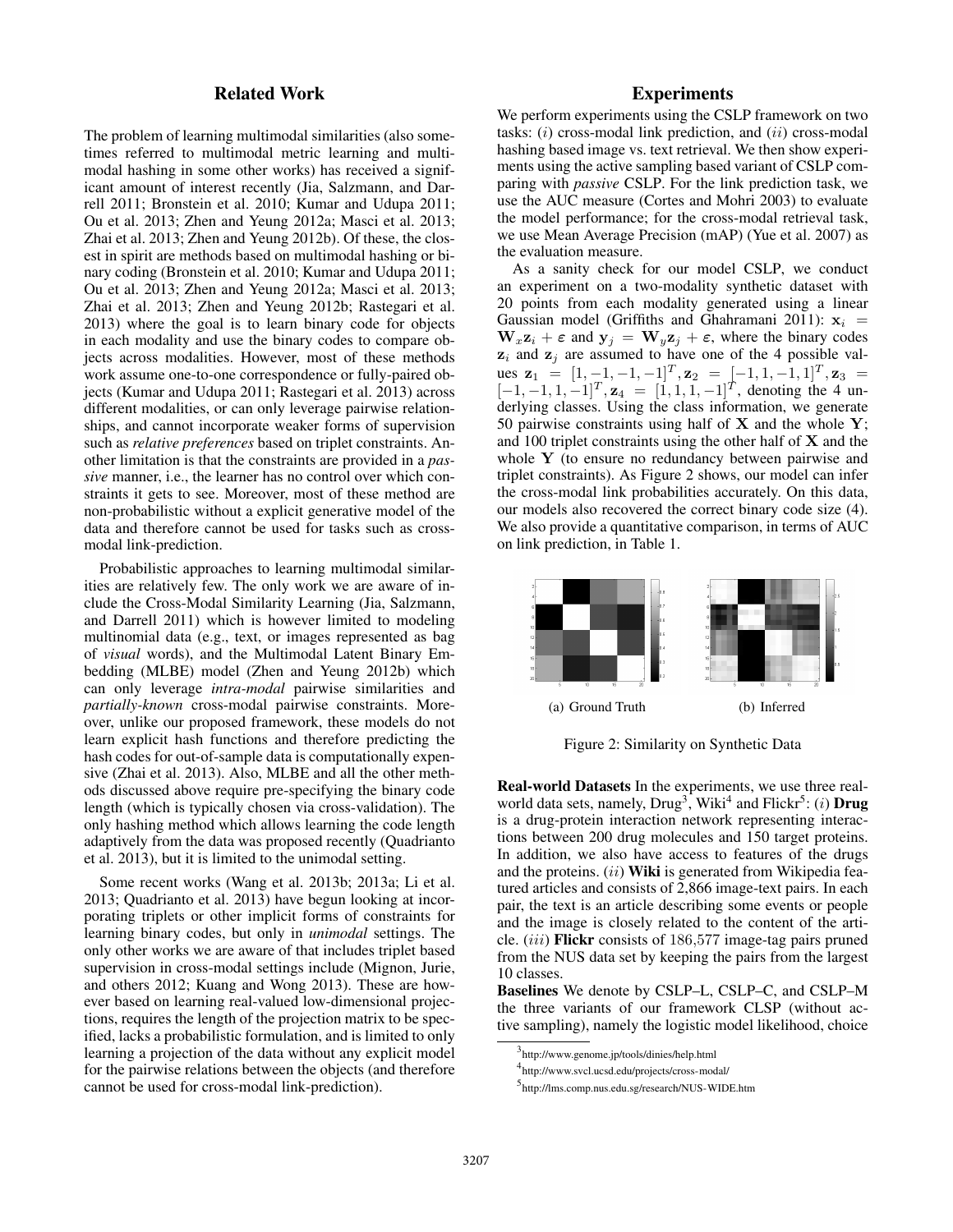## Related Work

The problem of learning multimodal similarities (also sometimes referred to multimodal metric learning and multimodal hashing in some other works) has received a significant amount of interest recently (Jia, Salzmann, and Darrell 2011; Bronstein et al. 2010; Kumar and Udupa 2011; Ou et al. 2013; Zhen and Yeung 2012a; Masci et al. 2013; Zhai et al. 2013; Zhen and Yeung 2012b). Of these, the closest in spirit are methods based on multimodal hashing or binary coding (Bronstein et al. 2010; Kumar and Udupa 2011; Ou et al. 2013; Zhen and Yeung 2012a; Masci et al. 2013; Zhai et al. 2013; Zhen and Yeung 2012b; Rastegari et al. 2013) where the goal is to learn binary code for objects in each modality and use the binary codes to compare objects across modalities. However, most of these methods work assume one-to-one correspondence or fully-paired objects (Kumar and Udupa 2011; Rastegari et al. 2013) across different modalities, or can only leverage pairwise relationships, and cannot incorporate weaker forms of supervision such as *relative preferences* based on triplet constraints. Another limitation is that the constraints are provided in a *passive* manner, i.e., the learner has no control over which constraints it gets to see. Moreover, most of these method are non-probabilistic without a explicit generative model of the data and therefore cannot be used for tasks such as cross-modal link-prediction.

Probabilistic approaches to learning multimodal similarities are relatively few. The only work we are aware of include the Cross-Modal Similarity Learning (Jia, Salzmann, and Darrell 2011) which is however limited to modeling multinomial data (e.g., text, or images represented as bag of *visual* words), and the Multimodal Latent Binary Embedding (MLBE) model (Zhen and Yeung 2012b) which can only leverage *intra-modal* pairwise similarities and *partially-known* cross-modal pairwise constraints. Moreover, unlike our proposed framework, these models do not learn explicit hash functions and therefore predicting the hash codes for out-of-sample data is computationally expensive (Zhai et al. 2013). Also, MLBE and all the other methods discussed above require pre-specifying the binary code length (which is typically chosen via cross-validation). The only hashing method which allows learning the code length adaptively from the data was proposed recently (Quadrianto et al. 2013), but it is limited to the unimodal setting.

Some recent works (Wang et al. 2013b; 2013a; Li et al. 2013; Quadrianto et al. 2013) have begun looking at incorporating triplets or other implicit forms of constraints for learning binary codes, but only in *unimodal* settings. The only other works we are aware of that includes triplet based supervision in cross-modal settings include (Mignon, Jurie, and others 2012; Kuang and Wong 2013). These are however based on learning real-valued low-dimensional projections, requires the length of the projection matrix to be specified, lacks a probabilistic formulation, and is limited to only learning a projection of the data without any explicit model for the pairwise relations between the objects (and therefore cannot be used for cross-modal link-prediction).

## Experiments

We perform experiments using the CSLP framework on two tasks: $(i)$ cross-modal link prediction, and $(ii)$ cross-modal hashing based image vs. text retrieval. We then show experiments using the active sampling based variant of CSLP comparing with *passive* CSLP. For the link prediction task, we use the AUC measure (Cortes and Mohri 2003) to evaluate the model performance; for the cross-modal retrieval task, we use Mean Average Precision (mAP) (Yue et al. 2007) as the evaluation measure.

As a sanity check for our model CSLP, we conduct an experiment on a two-modality synthetic dataset with 20 points from each modality generated using a linear Gaussian model (Griffiths and Ghahramani 2011): $\mathbf{x}_i = \mathbf{W}_x\mathbf{z}_i + \varepsilon$ and $\mathbf{y}_j = \mathbf{W}_y\mathbf{z}_j + \varepsilon$, where the binary codes $\mathbf{z}_i$ and $\mathbf{z}_j$ are assumed to have one of the 4 possible values $\mathbf{z}_1 = [1, -1, -1, -1]^T, \mathbf{z}_2 = [-1, 1, -1, 1]^T, \mathbf{z}_3 = [-1, -1, 1, -1]^T, \mathbf{z}_4 = [1, 1, 1, -1]^T$, denoting the 4 underlying classes. Using the class information, we generate 50 pairwise constraints using half of $\mathbf{X}$ and the whole $\mathbf{Y}$; and 100 triplet constraints using the other half of $\mathbf{X}$ and the whole $\mathbf{Y}$ (to ensure no redundancy between pairwise and triplet constraints). As Figure 2 shows, our model can infer the cross-modal link probabilities accurately. On this data, our models also recovered the correct binary code size (4). We also provide a quantitative comparison, in terms of AUC on link prediction, in Table 1.

(a) Ground Truth

(b) Inferred

Figure 2: Similarity on Synthetic Data

**Real-world Datasets** In the experiments, we use three real-world data sets, namely, Drug[3], Wiki[4] and Flickr[5]: $(i)$ **Drug** is a drug-protein interaction network representing interactions between 200 drug molecules and 150 target proteins. In addition, we also have access to features of the drugs and the proteins. $(ii)$ **Wiki** is generated from Wikipedia featured articles and consists of 2,866 image-text pairs. In each pair, the text is an article describing some events or people and the image is closely related to the content of the article. $(iii)$ **Flickr** consists of 186,577 image-tag pairs pruned from the NUS data set by keeping the pairs from the largest 10 classes.

**Baselines** We denote by CSLP–L, CSLP–C, and CSLP–M the three variants of our framework CLSP (without active sampling), namely the logistic model likelihood, choice

[3] http://www.genome.jp/tools/dinies/help.html

[4] http://www.svcl.ucsd.edu/projects/cross-modal/

[5] http://lms.comp.nus.edu.sg/research/NUS-WIDE.htm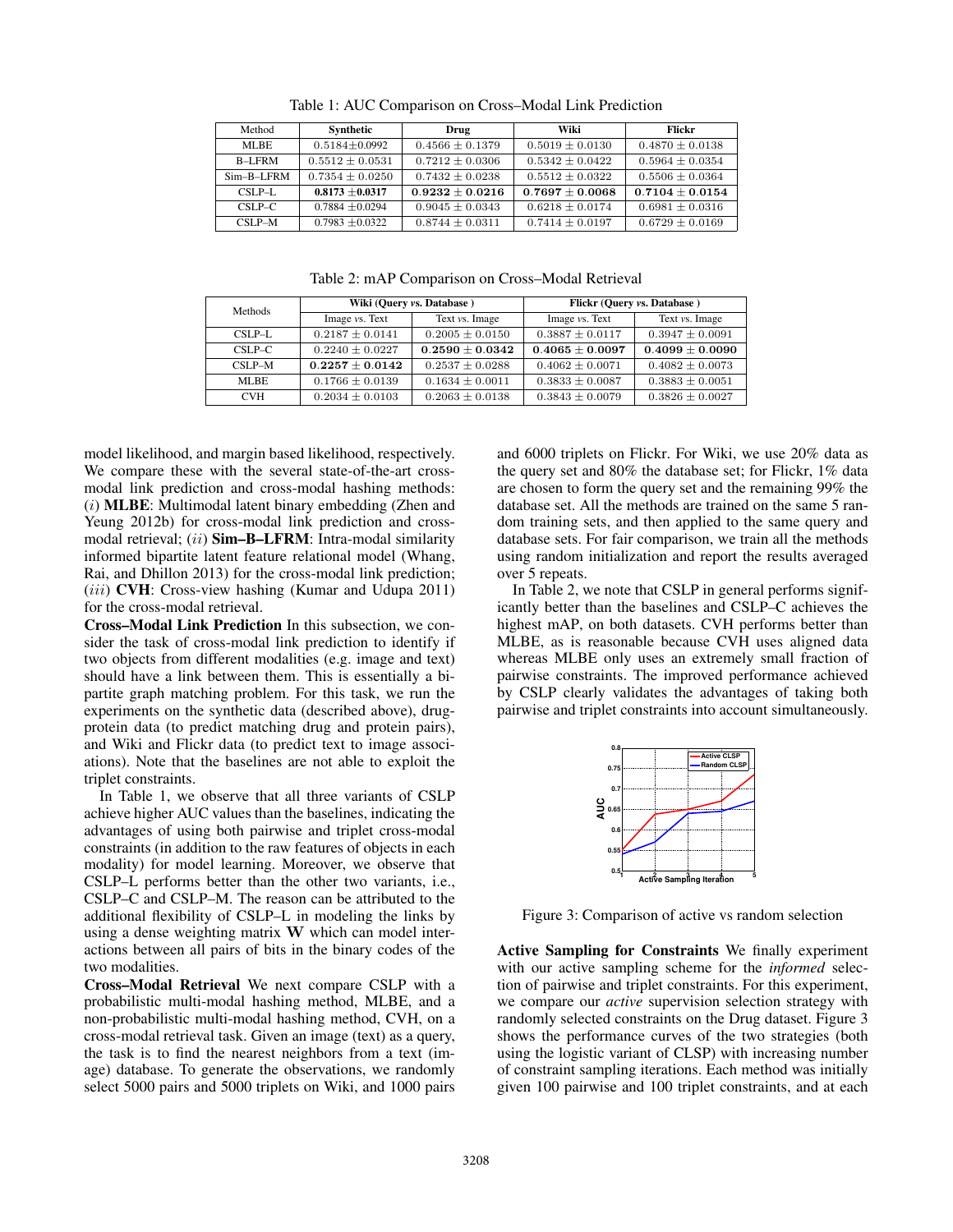Table 1: AUC Comparison on Cross–Modal Link Prediction

| Method | Synthetic | Drug | Wiki | Flickr |
|---|---|---|---|---|
| MLBE | $0.5184 \pm 0.0992$ | $0.4566 \pm 0.1379$ | $0.5019 \pm 0.0130$ | $0.4870 \pm 0.0138$ |
| B–LFRM | $0.5512 \pm 0.0531$ | $0.7212 \pm 0.0306$ | $0.5342 \pm 0.0422$ | $0.5964 \pm 0.0354$ |
| Sim–B–LFRM | $0.7354 \pm 0.0250$ | $0.7432 \pm 0.0238$ | $0.5512 \pm 0.0322$ | $0.5506 \pm 0.0364$ |
| CSLP–L | **$0.8173 \pm 0.0317$** | **$0.9232 \pm 0.0216$** | **$0.7697 \pm 0.0068$** | **$0.7104 \pm 0.0154$** |
| CSLP–C | $0.7884 \pm 0.0294$ | $0.9045 \pm 0.0343$ | $0.6218 \pm 0.0174$ | $0.6981 \pm 0.0316$ |
| CSLP–M | $0.7983 \pm 0.0322$ | $0.8744 \pm 0.0311$ | $0.7414 \pm 0.0197$ | $0.6729 \pm 0.0169$ |

Table 2: mAP Comparison on Cross–Modal Retrieval

| Methods | Wiki (Query *vs.* Database ) | | Flickr (Query *vs.* Database ) | |
|---|---|---|---|---|
| | Image *vs.* Text | Text *vs.* Image | Image *vs.* Text | Text *vs.* Image |
| CSLP–L | $0.2187 \pm 0.0141$ | $0.2005 \pm 0.0150$ | $0.3887 \pm 0.0117$ | $0.3947 \pm 0.0091$ |
| CSLP–C | $0.2240 \pm 0.0227$ | **$0.2590 \pm 0.0342$** | **$0.4065 \pm 0.0097$** | **$0.4099 \pm 0.0090$** |
| CSLP–M | **$0.2257 \pm 0.0142$** | $0.2537 \pm 0.0288$ | $0.4062 \pm 0.0071$ | $0.4082 \pm 0.0073$ |
| MLBE | $0.1766 \pm 0.0139$ | $0.1634 \pm 0.0011$ | $0.3833 \pm 0.0087$ | $0.3883 \pm 0.0051$ |
| CVH | $0.2034 \pm 0.0103$ | $0.2063 \pm 0.0138$ | $0.3843 \pm 0.0079$ | $0.3826 \pm 0.0027$ |

model likelihood, and margin based likelihood, respectively. We compare these with the several state-of-the-art cross-modal link prediction and cross-modal hashing methods: ($i$) **MLBE**: Multimodal latent binary embedding (Zhen and Yeung 2012b) for cross-modal link prediction and cross-modal retrieval; ($ii$) **Sim–B–LFRM**: Intra-modal similarity informed bipartite latent feature relational model (Whang, Rai, and Dhillon 2013) for the cross-modal link prediction; ($iii$) **CVH**: Cross-view hashing (Kumar and Udupa 2011) for the cross-modal retrieval.

**Cross–Modal Link Prediction** In this subsection, we consider the task of cross-modal link prediction to identify if two objects from different modalities (e.g. image and text) should have a link between them. This is essentially a bipartite graph matching problem. For this task, we run the experiments on the synthetic data (described above), drug-protein data (to predict matching drug and protein pairs), and Wiki and Flickr data (to predict text to image associations). Note that the baselines are not able to exploit the triplet constraints.

In Table 1, we observe that all three variants of CSLP achieve higher AUC values than the baselines, indicating the advantages of using both pairwise and triplet cross-modal constraints (in addition to the raw features of objects in each modality) for model learning. Moreover, we observe that CSLP–L performs better than the other two variants, i.e., CSLP–C and CSLP–M. The reason can be attributed to the additional flexibility of CSLP–L in modeling the links by using a dense weighting matrix $\mathbf{W}$ which can model interactions between all pairs of bits in the binary codes of the two modalities.

**Cross–Modal Retrieval** We next compare CSLP with a probabilistic multi-modal hashing method, MLBE, and a non-probabilistic multi-modal hashing method, CVH, on a cross-modal retrieval task. Given an image (text) as a query, the task is to find the nearest neighbors from a text (image) database. To generate the observations, we randomly select 5000 pairs and 5000 triplets on Wiki, and 1000 pairs and 6000 triplets on Flickr. For Wiki, we use 20% data as the query set and 80% the database set; for Flickr, 1% data are chosen to form the query set and the remaining 99% the database set. All the methods are trained on the same 5 random training sets, and then applied to the same query and database sets. For fair comparison, we train all the methods using random initialization and report the results averaged over 5 repeats.

In Table 2, we note that CSLP in general performs significantly better than the baselines and CSLP–C achieves the highest mAP, on both datasets. CVH performs better than MLBE, as is reasonable because CVH uses aligned data whereas MLBE only uses an extremely small fraction of pairwise constraints. The improved performance achieved by CSLP clearly validates the advantages of taking both pairwise and triplet constraints into account simultaneously.

Figure 3: Comparison of active vs random selection

**Active Sampling for Constraints** We finally experiment with our active sampling scheme for the *informed* selection of pairwise and triplet constraints. For this experiment, we compare our *active* supervision selection strategy with randomly selected constraints on the Drug dataset. Figure 3 shows the performance curves of the two strategies (both using the logistic variant of CLSP) with increasing number of constraint sampling iterations. Each method was initially given 100 pairwise and 100 triplet constraints, and at each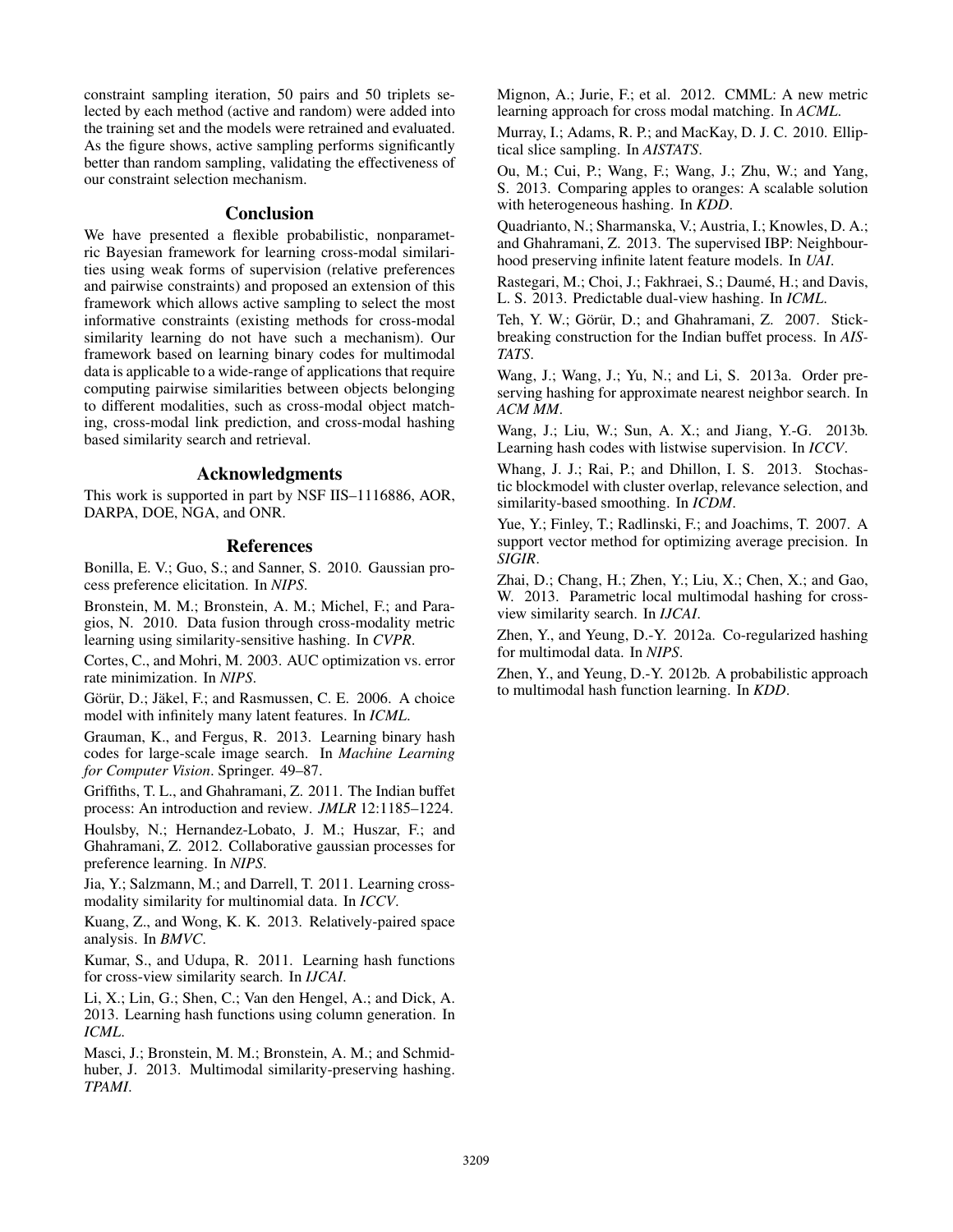constraint sampling iteration, 50 pairs and 50 triplets selected by each method (active and random) were added into the training set and the models were retrained and evaluated. As the figure shows, active sampling performs significantly better than random sampling, validating the effectiveness of our constraint selection mechanism.

## Conclusion

We have presented a flexible probabilistic, nonparametric Bayesian framework for learning cross-modal similarities using weak forms of supervision (relative preferences and pairwise constraints) and proposed an extension of this framework which allows active sampling to select the most informative constraints (existing methods for cross-modal similarity learning do not have such a mechanism). Our framework based on learning binary codes for multimodal data is applicable to a wide-range of applications that require computing pairwise similarities between objects belonging to different modalities, such as cross-modal object matching, cross-modal link prediction, and cross-modal hashing based similarity search and retrieval.

## Acknowledgments

This work is supported in part by NSF IIS–1116886, AOR, DARPA, DOE, NGA, and ONR.

## References

Bonilla, E. V.; Guo, S.; and Sanner, S. 2010. Gaussian process preference elicitation. In *NIPS*.

Bronstein, M. M.; Bronstein, A. M.; Michel, F.; and Paragios, N. 2010. Data fusion through cross-modality metric learning using similarity-sensitive hashing. In *CVPR*.

Cortes, C., and Mohri, M. 2003. AUC optimization vs. error rate minimization. In *NIPS*.

Görür, D.; Jäkel, F.; and Rasmussen, C. E. 2006. A choice model with infinitely many latent features. In *ICML*.

Grauman, K., and Fergus, R. 2013. Learning binary hash codes for large-scale image search. In *Machine Learning for Computer Vision*. Springer. 49–87.

Griffiths, T. L., and Ghahramani, Z. 2011. The Indian buffet process: An introduction and review. *JMLR* 12:1185–1224.

Houlsby, N.; Hernandez-Lobato, J. M.; Huszar, F.; and Ghahramani, Z. 2012. Collaborative gaussian processes for preference learning. In *NIPS*.

Jia, Y.; Salzmann, M.; and Darrell, T. 2011. Learning cross-modality similarity for multinomial data. In *ICCV*.

Kuang, Z., and Wong, K. K. 2013. Relatively-paired space analysis. In *BMVC*.

Kumar, S., and Udupa, R. 2011. Learning hash functions for cross-view similarity search. In *IJCAI*.

Li, X.; Lin, G.; Shen, C.; Van den Hengel, A.; and Dick, A. 2013. Learning hash functions using column generation. In *ICML*.

Masci, J.; Bronstein, M. M.; Bronstein, A. M.; and Schmidhuber, J. 2013. Multimodal similarity-preserving hashing. *TPAMI*.

Mignon, A.; Jurie, F.; et al. 2012. CMML: A new metric learning approach for cross modal matching. In *ACML*.

Murray, I.; Adams, R. P.; and MacKay, D. J. C. 2010. Elliptical slice sampling. In *AISTATS*.

Ou, M.; Cui, P.; Wang, F.; Wang, J.; Zhu, W.; and Yang, S. 2013. Comparing apples to oranges: A scalable solution with heterogeneous hashing. In *KDD*.

Quadrianto, N.; Sharmanska, V.; Austria, I.; Knowles, D. A.; and Ghahramani, Z. 2013. The supervised IBP: Neighbourhood preserving infinite latent feature models. In *UAI*.

Rastegari, M.; Choi, J.; Fakhraei, S.; Daumé, H.; and Davis, L. S. 2013. Predictable dual-view hashing. In *ICML*.

Teh, Y. W.; Görür, D.; and Ghahramani, Z. 2007. Stick-breaking construction for the Indian buffet process. In *AISTATS*.

Wang, J.; Wang, J.; Yu, N.; and Li, S. 2013a. Order preserving hashing for approximate nearest neighbor search. In *ACM MM*.

Wang, J.; Liu, W.; Sun, A. X.; and Jiang, Y.-G. 2013b. Learning hash codes with listwise supervision. In *ICCV*.

Whang, J. J.; Rai, P.; and Dhillon, I. S. 2013. Stochastic blockmodel with cluster overlap, relevance selection, and similarity-based smoothing. In *ICDM*.

Yue, Y.; Finley, T.; Radlinski, F.; and Joachims, T. 2007. A support vector method for optimizing average precision. In *SIGIR*.

Zhai, D.; Chang, H.; Zhen, Y.; Liu, X.; Chen, X.; and Gao, W. 2013. Parametric local multimodal hashing for cross-view similarity search. In *IJCAI*.

Zhen, Y., and Yeung, D.-Y. 2012a. Co-regularized hashing for multimodal data. In *NIPS*.

Zhen, Y., and Yeung, D.-Y. 2012b. A probabilistic approach to multimodal hash function learning. In *KDD*.